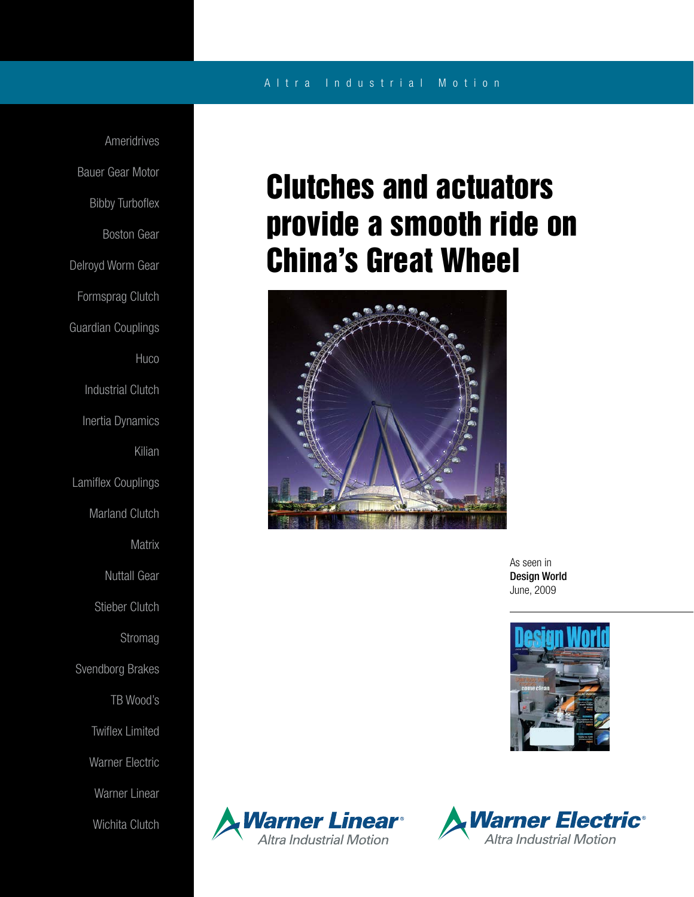Altra Industrial Motion

Ameridrives

Bauer Gear Motor

Bibby Turboflex

Boston Gear

Delroyd Worm Gear

Formsprag Clutch

Guardian Couplings

Huco

Industrial Clutch

Inertia Dynamics

Kilian

Lamiflex Couplings

Marland Clutch

Matrix

Nuttall Gear

Stieber Clutch

Stromag

Svendborg Brakes

TB Wood's

Twiflex Limited

Warner Electric

Warner Linear

Wichita Clutch

# Clutches and actuators provide a smooth ride on China's Great Wheel

As seen in
**Design World**
June, 2009

Warner Linear® Altra Industrial Motion

Warner Electric® Altra Industrial Motion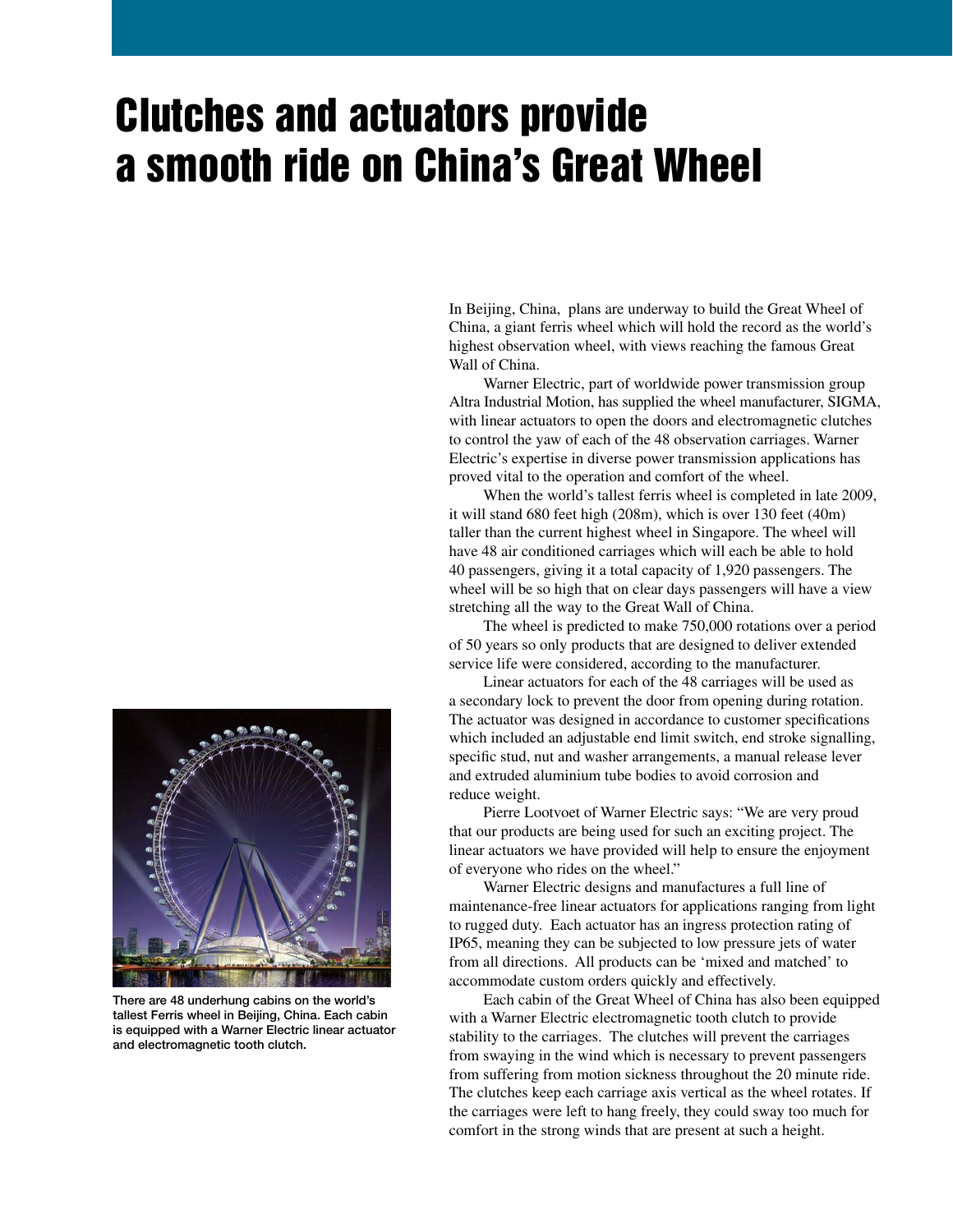# Clutches and actuators provide a smooth ride on China's Great Wheel

In Beijing, China, plans are underway to build the Great Wheel of China, a giant ferris wheel which will hold the record as the world's highest observation wheel, with views reaching the famous Great Wall of China.

Warner Electric, part of worldwide power transmission group Altra Industrial Motion, has supplied the wheel manufacturer, SIGMA, with linear actuators to open the doors and electromagnetic clutches to control the yaw of each of the 48 observation carriages. Warner Electric's expertise in diverse power transmission applications has proved vital to the operation and comfort of the wheel.

When the world's tallest ferris wheel is completed in late 2009, it will stand 680 feet high (208m), which is over 130 feet (40m) taller than the current highest wheel in Singapore. The wheel will have 48 air conditioned carriages which will each be able to hold 40 passengers, giving it a total capacity of 1,920 passengers. The wheel will be so high that on clear days passengers will have a view stretching all the way to the Great Wall of China.

The wheel is predicted to make 750,000 rotations over a period of 50 years so only products that are designed to deliver extended service life were considered, according to the manufacturer.

Linear actuators for each of the 48 carriages will be used as a secondary lock to prevent the door from opening during rotation. The actuator was designed in accordance to customer specifications which included an adjustable end limit switch, end stroke signalling, specific stud, nut and washer arrangements, a manual release lever and extruded aluminium tube bodies to avoid corrosion and reduce weight.

Pierre Lootvoet of Warner Electric says: "We are very proud that our products are being used for such an exciting project. The linear actuators we have provided will help to ensure the enjoyment of everyone who rides on the wheel."

Warner Electric designs and manufactures a full line of maintenance-free linear actuators for applications ranging from light to rugged duty. Each actuator has an ingress protection rating of IP65, meaning they can be subjected to low pressure jets of water from all directions. All products can be 'mixed and matched' to accommodate custom orders quickly and effectively.

Each cabin of the Great Wheel of China has also been equipped with a Warner Electric electromagnetic tooth clutch to provide stability to the carriages. The clutches will prevent the carriages from swaying in the wind which is necessary to prevent passengers from suffering from motion sickness throughout the 20 minute ride. The clutches keep each carriage axis vertical as the wheel rotates. If the carriages were left to hang freely, they could sway too much for comfort in the strong winds that are present at such a height.

There are 48 underhung cabins on the world's tallest Ferris wheel in Beijing, China. Each cabin is equipped with a Warner Electric linear actuator and electromagnetic tooth clutch.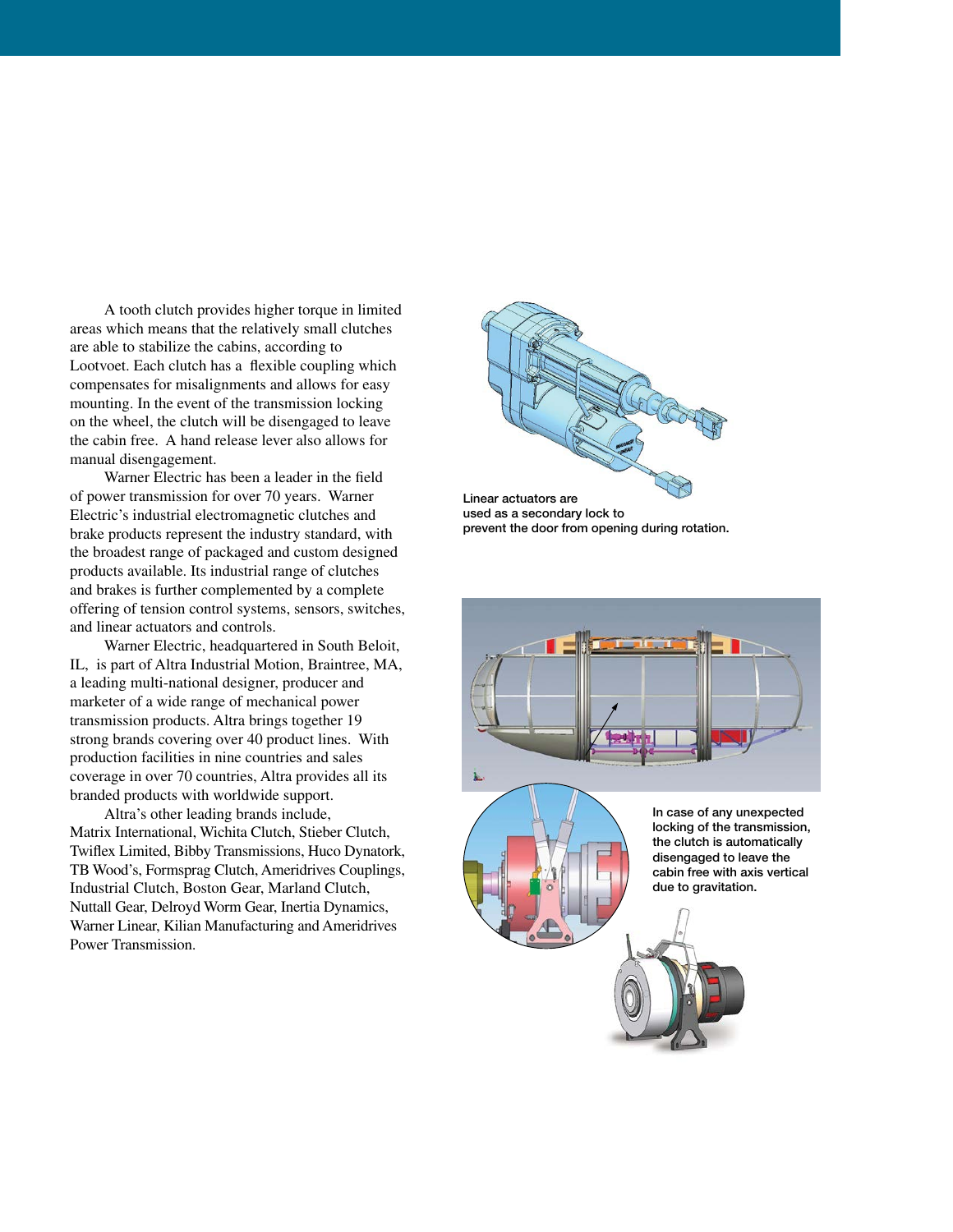A tooth clutch provides higher torque in limited areas which means that the relatively small clutches are able to stabilize the cabins, according to Lootvoet. Each clutch has a flexible coupling which compensates for misalignments and allows for easy mounting. In the event of the transmission locking on the wheel, the clutch will be disengaged to leave the cabin free. A hand release lever also allows for manual disengagement.

Warner Electric has been a leader in the field of power transmission for over 70 years. Warner Electric's industrial electromagnetic clutches and brake products represent the industry standard, with the broadest range of packaged and custom designed products available. Its industrial range of clutches and brakes is further complemented by a complete offering of tension control systems, sensors, switches, and linear actuators and controls.

Warner Electric, headquartered in South Beloit, IL, is part of Altra Industrial Motion, Braintree, MA, a leading multi-national designer, producer and marketer of a wide range of mechanical power transmission products. Altra brings together 19 strong brands covering over 40 product lines. With production facilities in nine countries and sales coverage in over 70 countries, Altra provides all its branded products with worldwide support.

Altra's other leading brands include, Matrix International, Wichita Clutch, Stieber Clutch, Twiflex Limited, Bibby Transmissions, Huco Dynatork, TB Wood's, Formsprag Clutch, Ameridrives Couplings, Industrial Clutch, Boston Gear, Marland Clutch, Nuttall Gear, Delroyd Worm Gear, Inertia Dynamics, Warner Linear, Kilian Manufacturing and Ameridrives Power Transmission.

Linear actuators are used as a secondary lock to prevent the door from opening during rotation.

In case of any unexpected locking of the transmission, the clutch is automatically disengaged to leave the cabin free with axis vertical due to gravitation.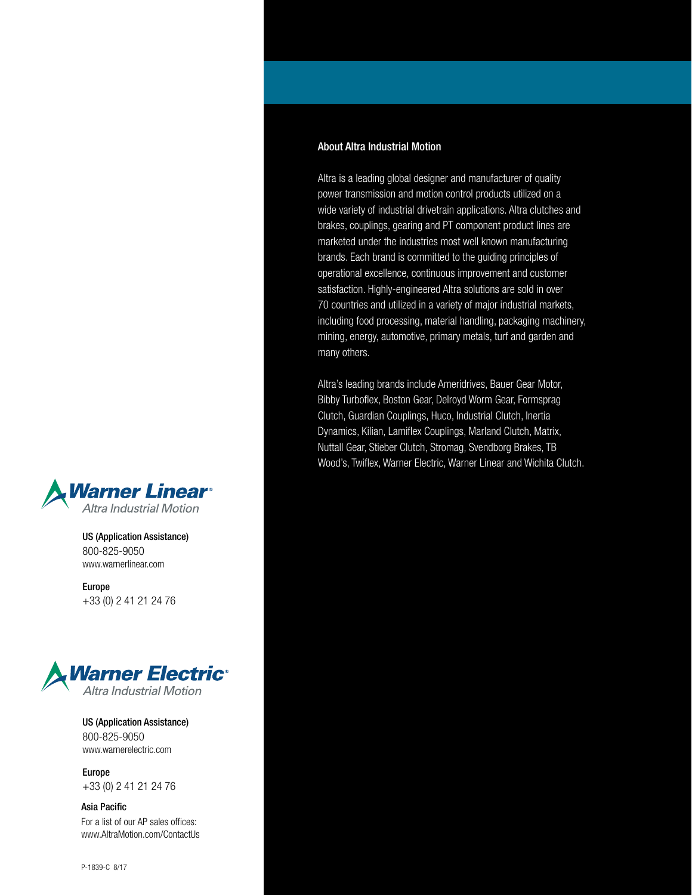## About Altra Industrial Motion

Altra is a leading global designer and manufacturer of quality power transmission and motion control products utilized on a wide variety of industrial drivetrain applications. Altra clutches and brakes, couplings, gearing and PT component product lines are marketed under the industries most well known manufacturing brands. Each brand is committed to the guiding principles of operational excellence, continuous improvement and customer satisfaction. Highly-engineered Altra solutions are sold in over 70 countries and utilized in a variety of major industrial markets, including food processing, material handling, packaging machinery, mining, energy, automotive, primary metals, turf and garden and many others.

Altra's leading brands include Ameridrives, Bauer Gear Motor, Bibby Turboflex, Boston Gear, Delroyd Worm Gear, Formsprag Clutch, Guardian Couplings, Huco, Industrial Clutch, Inertia Dynamics, Kilian, Lamiflex Couplings, Marland Clutch, Matrix, Nuttall Gear, Stieber Clutch, Stromag, Svendborg Brakes, TB Wood's, Twiflex, Warner Electric, Warner Linear and Wichita Clutch.

**Warner Linear®**
*Altra Industrial Motion*

**US (Application Assistance)**
800-825-9050
www.warnerlinear.com

**Europe**
+33 (0) 2 41 21 24 76

**Warner Electric®**
*Altra Industrial Motion*

**US (Application Assistance)**
800-825-9050
www.warnerelectric.com

**Europe**
+33 (0) 2 41 21 24 76

**Asia Pacific**
For a list of our AP sales offices:
www.AltraMotion.com/ContactUs

P-1839-C 8/17